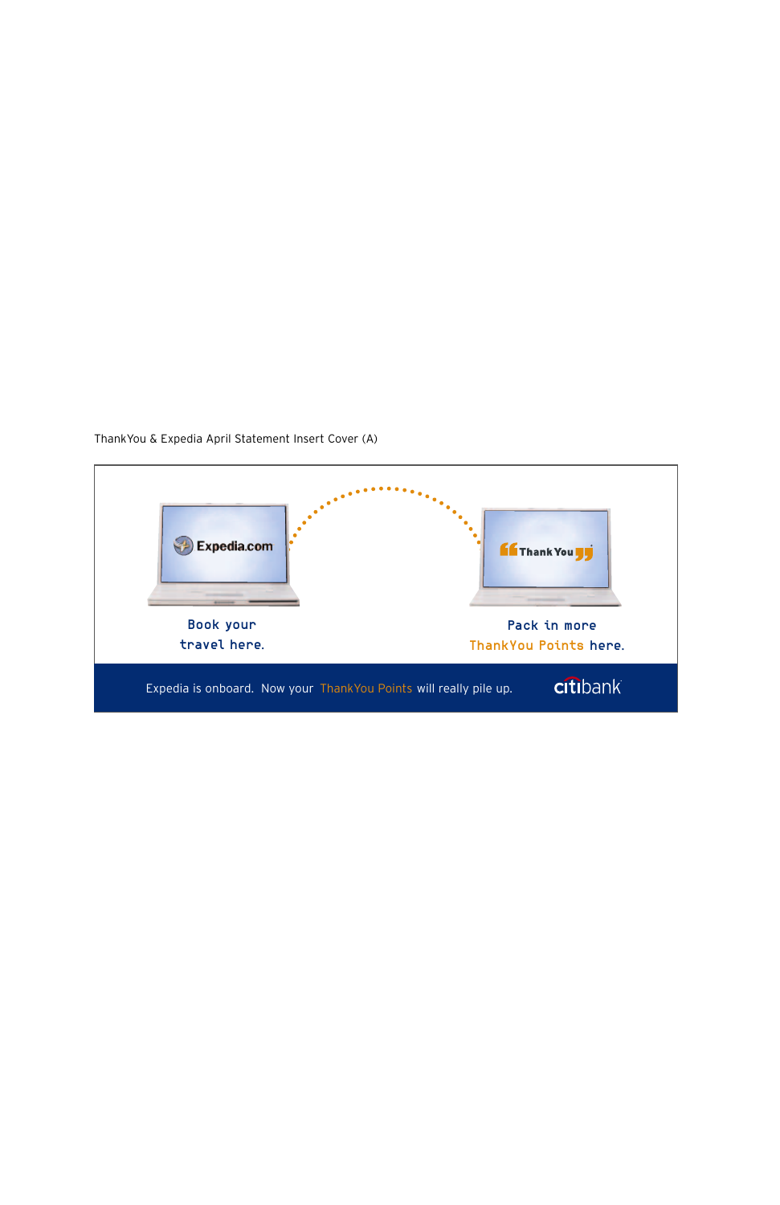ThankYou & Expedia April Statement Insert Cover (A)

Expedia.com

Book your
travel here.

ThankYou

Pack in more
ThankYou Points here.

Expedia is onboard. Now your ThankYou Points will really pile up.

citibank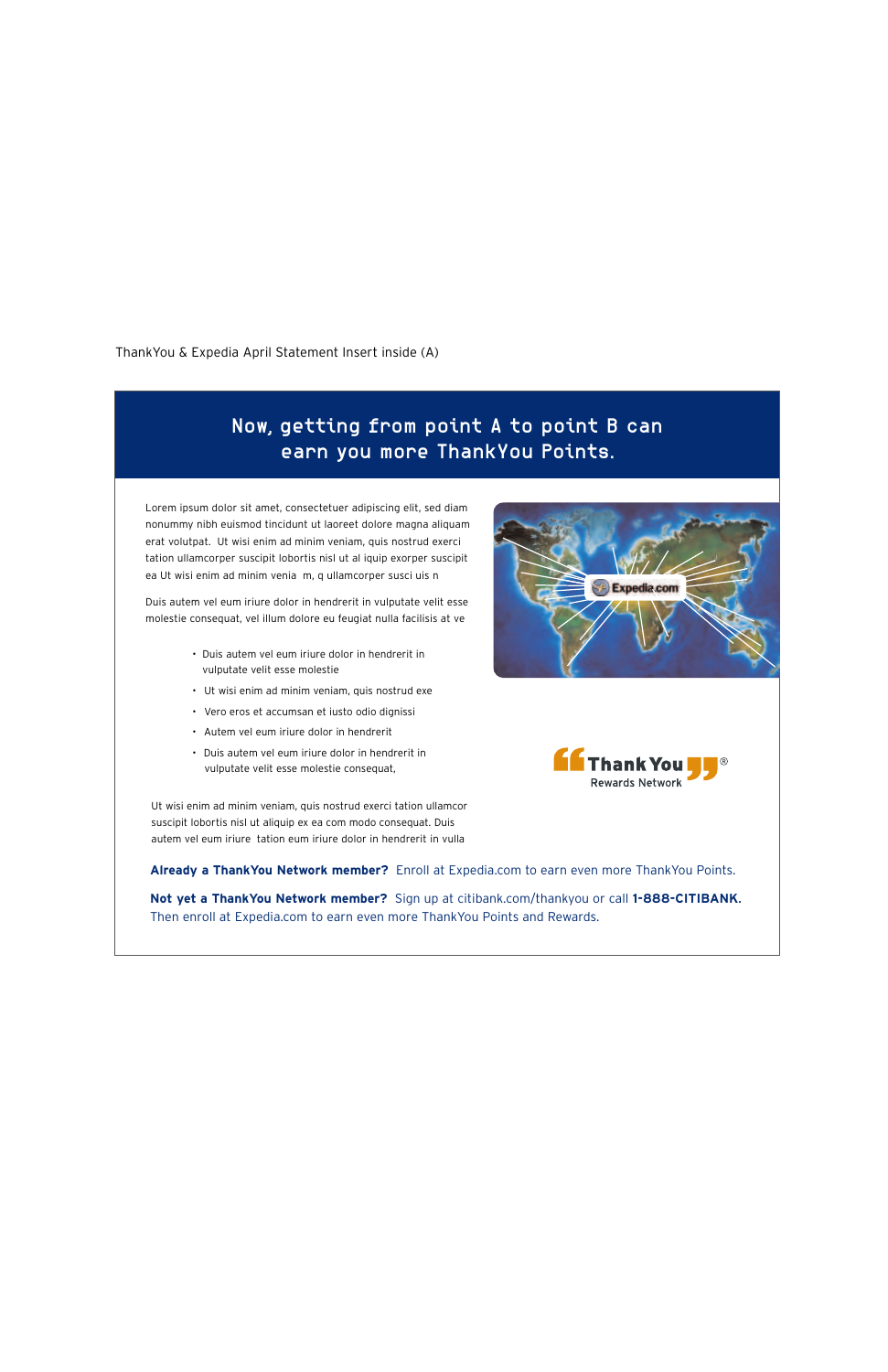ThankYou & Expedia April Statement Insert inside (A)

# Now, getting from point A to point B can earn you more ThankYou Points.

Lorem ipsum dolor sit amet, consectetuer adipiscing elit, sed diam nonummy nibh euismod tincidunt ut laoreet dolore magna aliquam erat volutpat. Ut wisi enim ad minim veniam, quis nostrud exerci tation ullamcorper suscipit lobortis nisl ut al iquip exorper suscipit ea Ut wisi enim ad minim venia m, q ullamcorper susci uis n

Duis autem vel eum iriure dolor in hendrerit in vulputate velit esse molestie consequat, vel illum dolore eu feugiat nulla facilisis at ve

- Duis autem vel eum iriure dolor in hendrerit in vulputate velit esse molestie
- Ut wisi enim ad minim veniam, quis nostrud exe
- Vero eros et accumsan et iusto odio dignissi
- Autem vel eum iriure dolor in hendrerit
- Duis autem vel eum iriure dolor in hendrerit in vulputate velit esse molestie consequat,

Ut wisi enim ad minim veniam, quis nostrud exerci tation ullamcor suscipit lobortis nisl ut aliquip ex ea com modo consequat. Duis autem vel eum iriure tation eum iriure dolor in hendrerit in vulla

Thank You® Rewards Network

**Already a ThankYou Network member?** Enroll at Expedia.com to earn even more ThankYou Points.

**Not yet a ThankYou Network member?** Sign up at citibank.com/thankyou or call **1-888-CITIBANK.** Then enroll at Expedia.com to earn even more ThankYou Points and Rewards.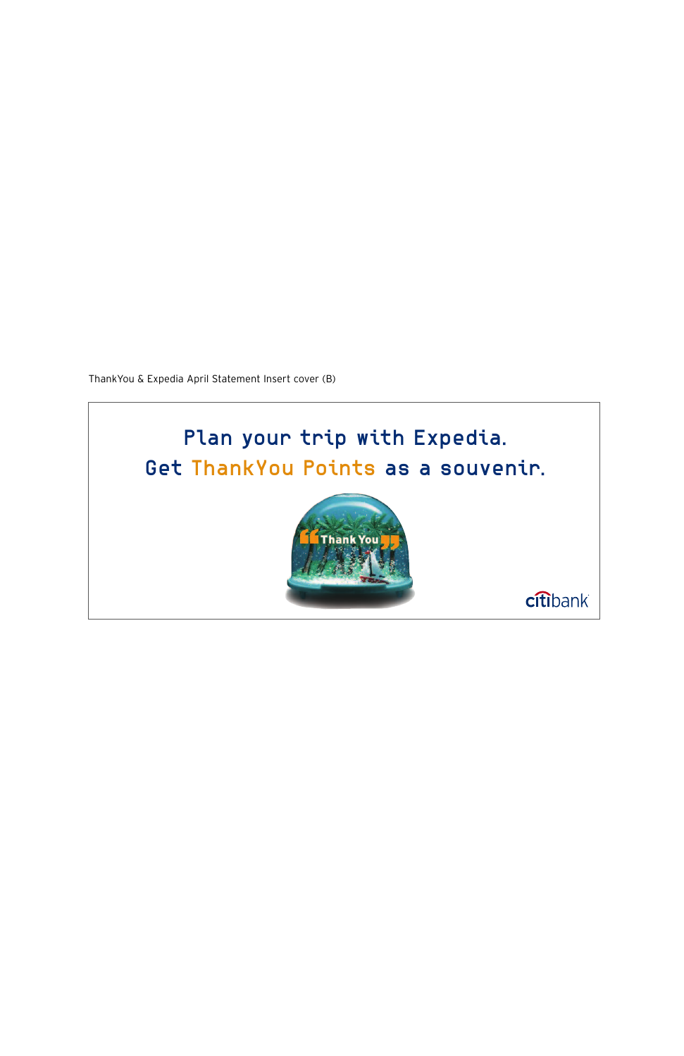ThankYou & Expedia April Statement Insert cover (B)

Plan your trip with Expedia.
Get ThankYou Points as a souvenir.

Thank You

citibank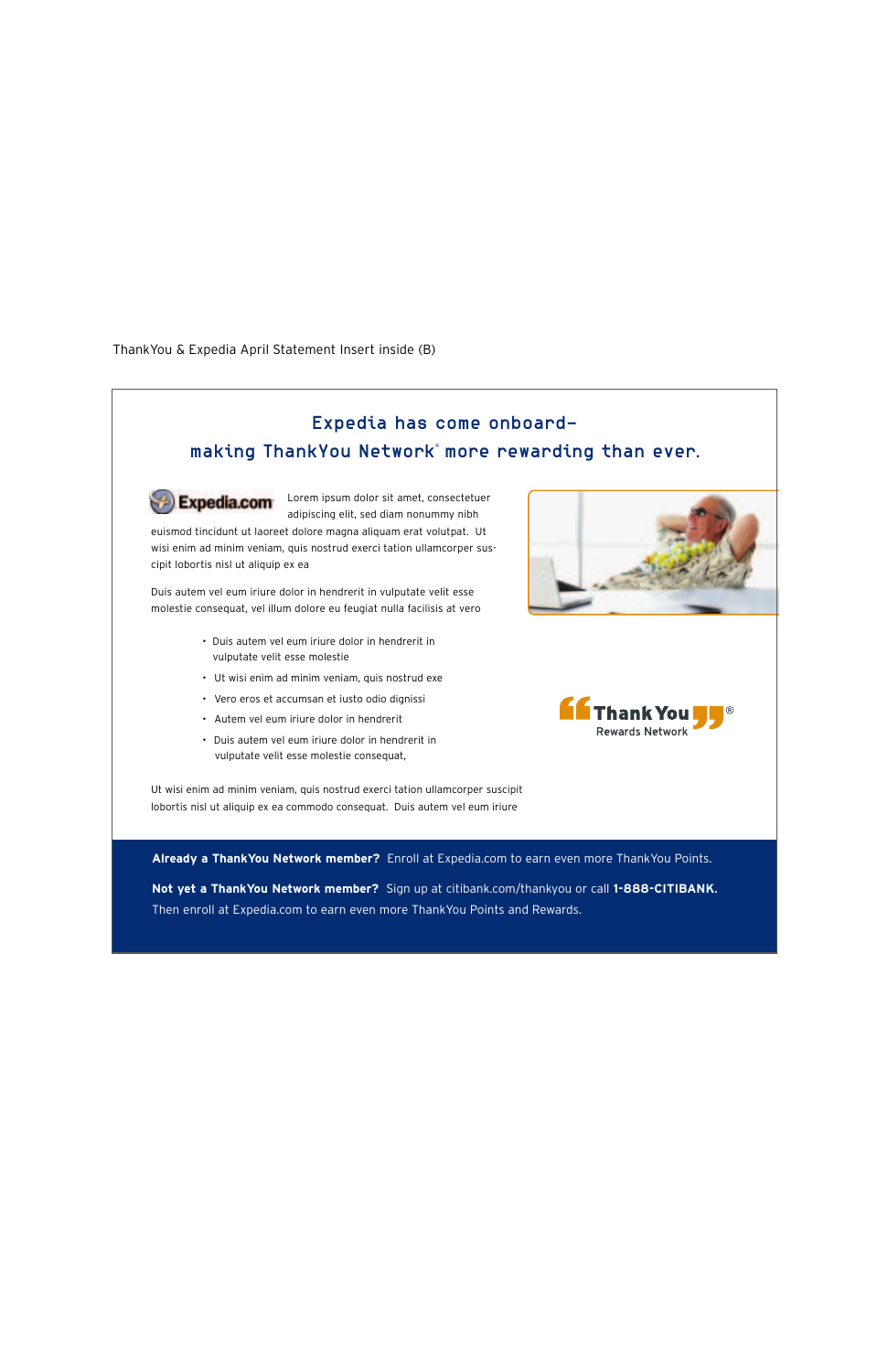ThankYou & Expedia April Statement Insert inside (B)

## Expedia has come onboard– making ThankYou Network® more rewarding than ever.

Expedia.com

Lorem ipsum dolor sit amet, consectetuer adipiscing elit, sed diam nonummy nibh euismod tincidunt ut laoreet dolore magna aliquam erat volutpat. Ut wisi enim ad minim veniam, quis nostrud exerci tation ullamcorper suscipit lobortis nisl ut aliquip ex ea

Duis autem vel eum iriure dolor in hendrerit in vulputate velit esse molestie consequat, vel illum dolore eu feugiat nulla facilisis at vero

- Duis autem vel eum iriure dolor in hendrerit in vulputate velit esse molestie
- Ut wisi enim ad minim veniam, quis nostrud exe
- Vero eros et accumsan et iusto odio dignissi
- Autem vel eum iriure dolor in hendrerit
- Duis autem vel eum iriure dolor in hendrerit in vulputate velit esse molestie consequat,

Ut wisi enim ad minim veniam, quis nostrud exerci tation ullamcorper suscipit lobortis nisl ut aliquip ex ea commodo consequat. Duis autem vel eum iriure

Thank You® Rewards Network

**Already a ThankYou Network member?** Enroll at Expedia.com to earn even more ThankYou Points.

**Not yet a ThankYou Network member?** Sign up at citibank.com/thankyou or call **1-888-CITIBANK.** Then enroll at Expedia.com to earn even more ThankYou Points and Rewards.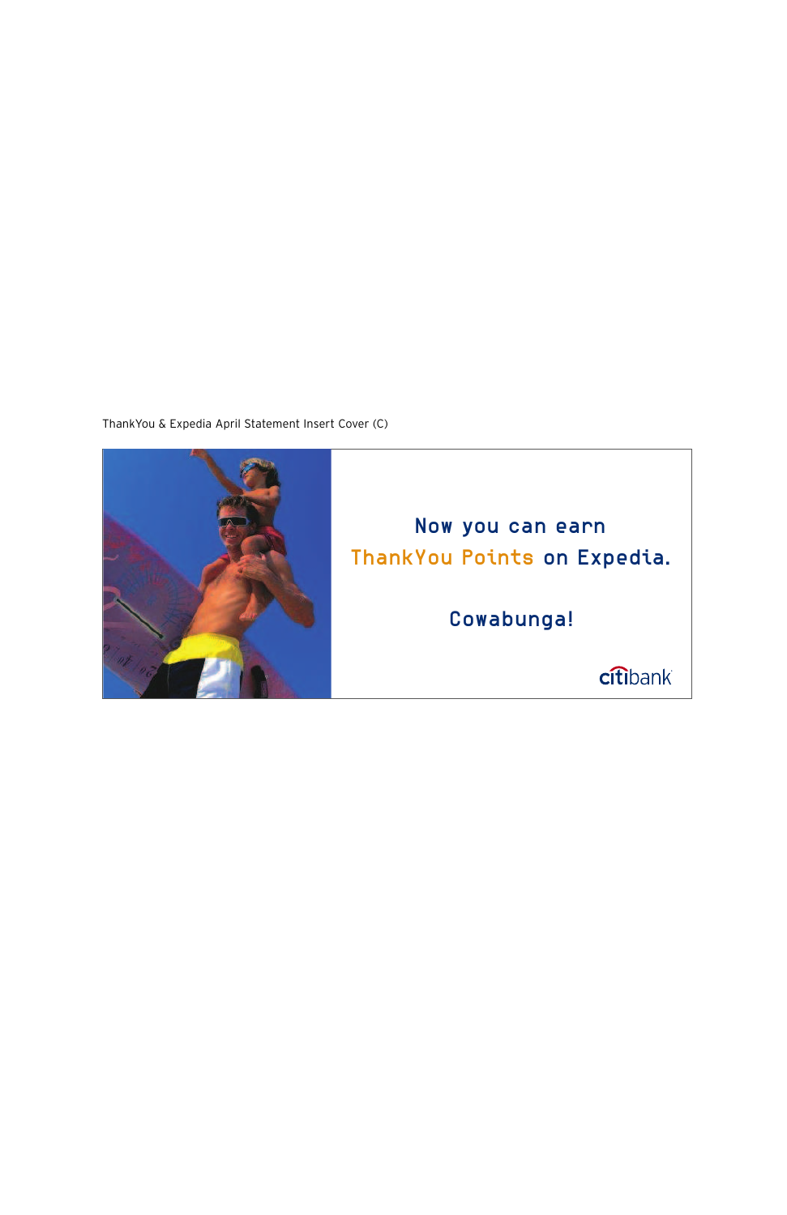ThankYou & Expedia April Statement Insert Cover (C)

Now you can earn
ThankYou Points on Expedia.

Cowabunga!

citibank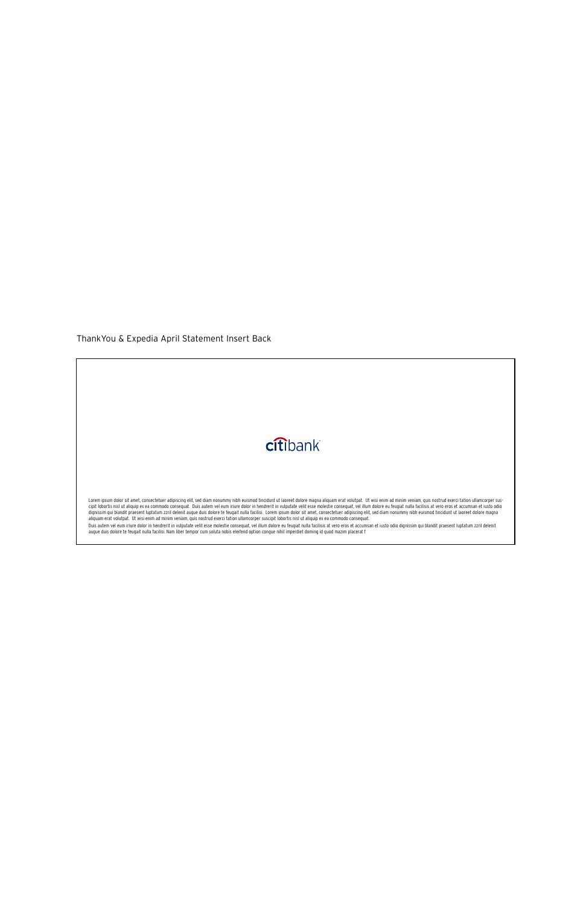ThankYou & Expedia April Statement Insert Back

citibank

Lorem ipsum dolor sit amet, consectetuer adipiscing elit, sed diam nonummy nibh euismod tincidunt ut laoreet dolore magna aliquam erat volutpat. Ut wisi enim ad minim veniam, quis nostrud exerci tation ullamcorper suscipit lobortis nisl ut aliquip ex ea commodo consequat. Duis autem vel eum iriure dolor in hendrerit in vulputate velit esse molestie consequat, vel illum dolore eu feugiat nulla facilisis at vero eros et accumsan et iusto odio dignissim qui blandit praesent luptatum zzril delenit augue duis dolore te feugait nulla facilisi. Lorem ipsum dolor sit amet, consectetuer adipiscing elit, sed diam nonummy nibh euismod tincidunt ut laoreet dolore magna aliquam erat volutpat. Ut wisi enim ad minim veniam, quis nostrud exerci tation ullamcorper suscipit lobortis nisl ut aliquip ex ea commodo consequat.

Duis autem vel eum iriure dolor in hendrerit in vulputate velit esse molestie consequat, vel illum dolore eu feugiat nulla facilisis at vero eros et accumsan et iusto odio dignissim qui blandit praesent luptatum zzril delenit augue duis dolore te feugait nulla facilisi. Nam liber tempor cum soluta nobis eleifend option congue nihil imperdiet doming id quod mazim placerat f